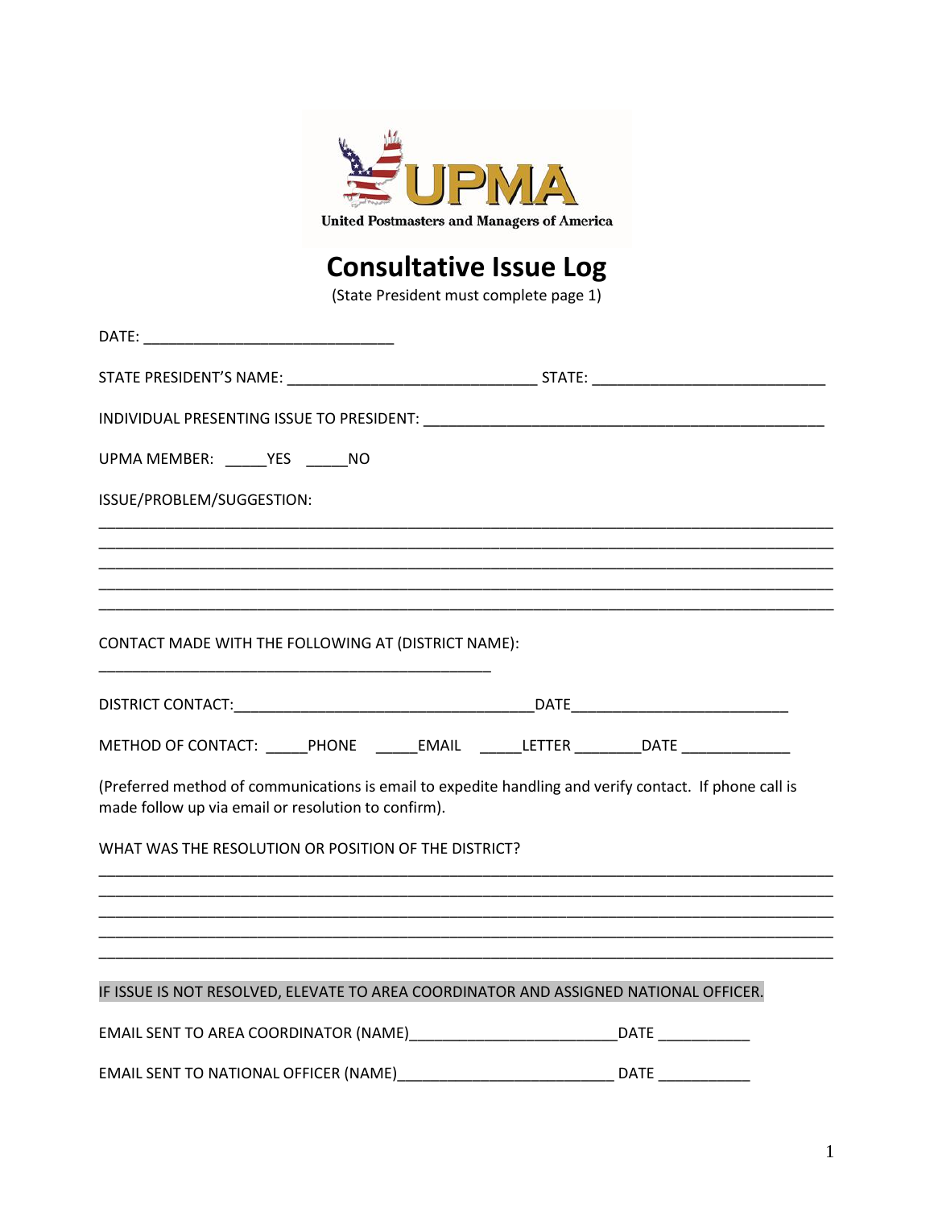UPMA

United Postmasters and Managers of America

# Consultative Issue Log

(State President must complete page 1)

DATE: ______________________________

STATE PRESIDENT'S NAME: ______________________________ STATE: ____________________________

INDIVIDUAL PRESENTING ISSUE TO PRESIDENT: ________________________________________________

UPMA MEMBER: _____YES _____NO

ISSUE/PROBLEM/SUGGESTION:

________________________________________________________________________________________
________________________________________________________________________________________
________________________________________________________________________________________
________________________________________________________________________________________
________________________________________________________________________________________

CONTACT MADE WITH THE FOLLOWING AT (DISTRICT NAME):

_______________________________________________

DISTRICT CONTACT:____________________________________DATE__________________________

METHOD OF CONTACT: _____PHONE _____EMAIL _____LETTER ________DATE _____________

(Preferred method of communications is email to expedite handling and verify contact. If phone call is made follow up via email or resolution to confirm).

WHAT WAS THE RESOLUTION OR POSITION OF THE DISTRICT?

________________________________________________________________________________________
________________________________________________________________________________________
________________________________________________________________________________________
________________________________________________________________________________________
________________________________________________________________________________________

IF ISSUE IS NOT RESOLVED, ELEVATE TO AREA COORDINATOR AND ASSIGNED NATIONAL OFFICER.

EMAIL SENT TO AREA COORDINATOR (NAME)_________________________DATE ___________

EMAIL SENT TO NATIONAL OFFICER (NAME)_________________________ DATE ___________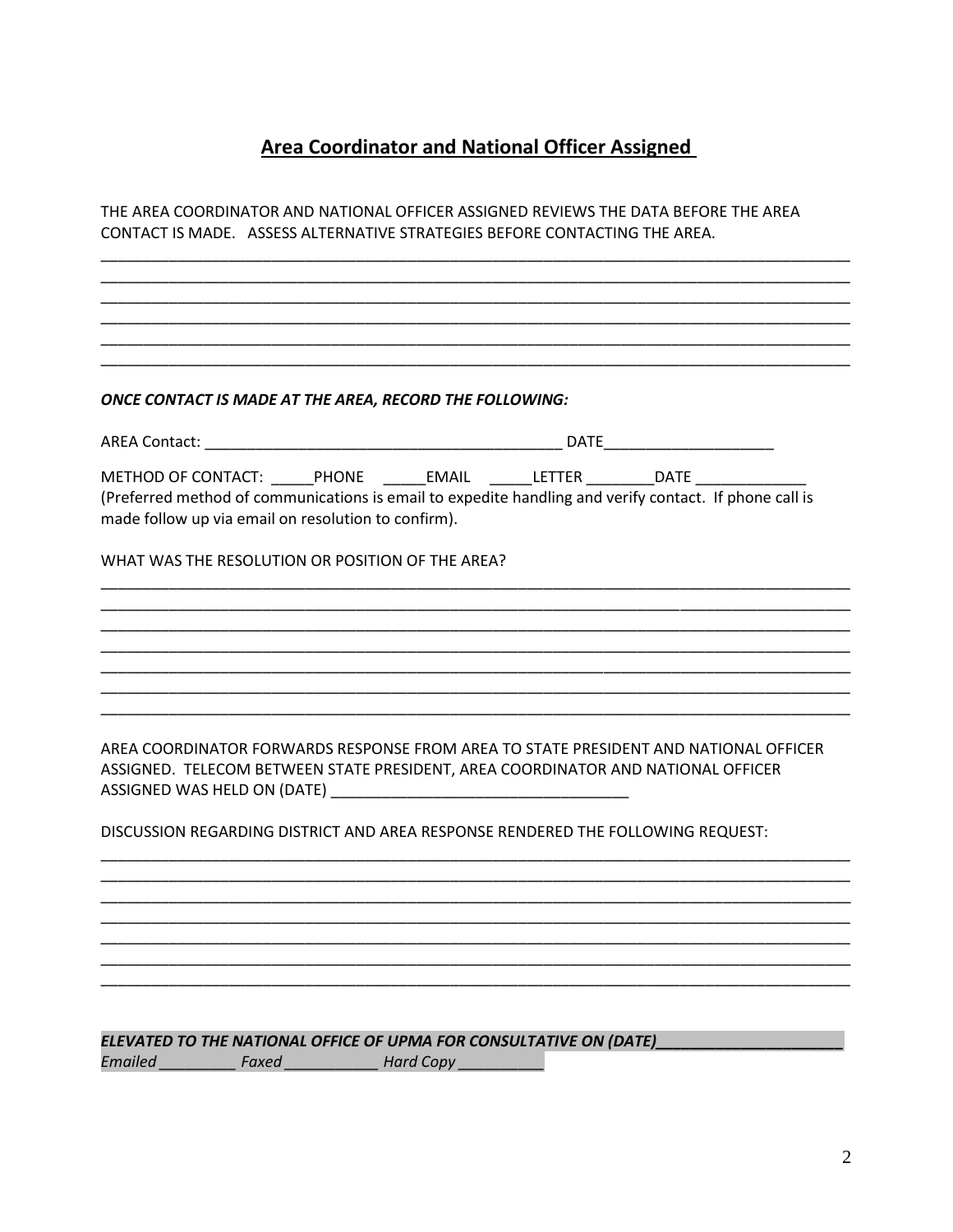## Area Coordinator and National Officer Assigned

THE AREA COORDINATOR AND NATIONAL OFFICER ASSIGNED REVIEWS THE DATA BEFORE THE AREA CONTACT IS MADE. ASSESS ALTERNATIVE STRATEGIES BEFORE CONTACTING THE AREA.

______________________________________________________________________________________
______________________________________________________________________________________
______________________________________________________________________________________
______________________________________________________________________________________
______________________________________________________________________________________
______________________________________________________________________________________

***ONCE CONTACT IS MADE AT THE AREA, RECORD THE FOLLOWING:***

AREA Contact: ___________________________________________ DATE____________________

METHOD OF CONTACT: _____PHONE _____EMAIL _____LETTER ________DATE _____________
(Preferred method of communications is email to expedite handling and verify contact. If phone call is made follow up via email on resolution to confirm).

WHAT WAS THE RESOLUTION OR POSITION OF THE AREA?

______________________________________________________________________________________
______________________________________________________________________________________
______________________________________________________________________________________
______________________________________________________________________________________
______________________________________________________________________________________
______________________________________________________________________________________
______________________________________________________________________________________

AREA COORDINATOR FORWARDS RESPONSE FROM AREA TO STATE PRESIDENT AND NATIONAL OFFICER ASSIGNED. TELECOM BETWEEN STATE PRESIDENT, AREA COORDINATOR AND NATIONAL OFFICER ASSIGNED WAS HELD ON (DATE) ___________________________________

DISCUSSION REGARDING DISTRICT AND AREA RESPONSE RENDERED THE FOLLOWING REQUEST:

______________________________________________________________________________________
______________________________________________________________________________________
______________________________________________________________________________________
______________________________________________________________________________________
______________________________________________________________________________________
______________________________________________________________________________________
______________________________________________________________________________________

***ELEVATED TO THE NATIONAL OFFICE OF UPMA FOR CONSULTATIVE ON (DATE)______________________***
*Emailed _________ Faxed ___________ Hard Copy __________*